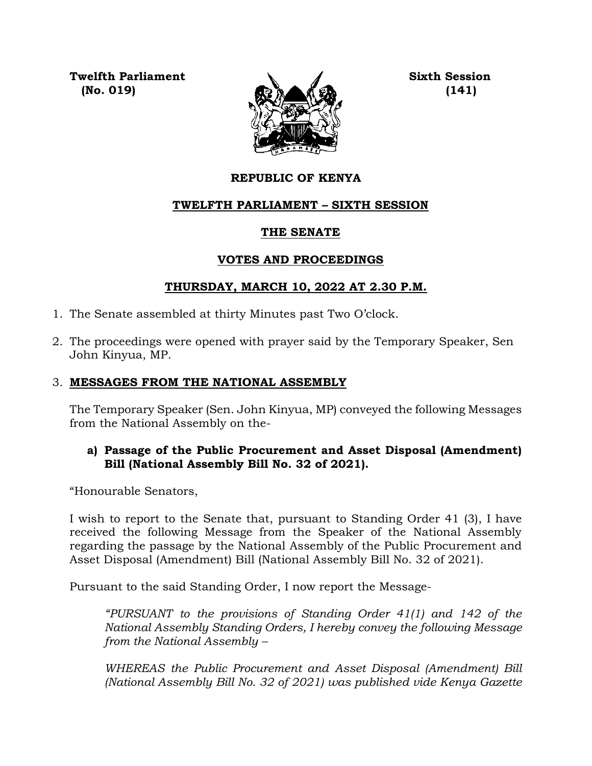**Twelfth Parliament**
**(No. 019)**

**Sixth Session**
**(141)**

# REPUBLIC OF KENYA

## TWELFTH PARLIAMENT – SIXTH SESSION

## THE SENATE

## VOTES AND PROCEEDINGS

## THURSDAY, MARCH 10, 2022 AT 2.30 P.M.

1. The Senate assembled at thirty Minutes past Two O'clock.

2. The proceedings were opened with prayer said by the Temporary Speaker, Sen John Kinyua, MP.

3. **MESSAGES FROM THE NATIONAL ASSEMBLY**

The Temporary Speaker (Sen. John Kinyua, MP) conveyed the following Messages from the National Assembly on the-

**a) Passage of the Public Procurement and Asset Disposal (Amendment) Bill (National Assembly Bill No. 32 of 2021).**

"Honourable Senators,

I wish to report to the Senate that, pursuant to Standing Order 41 (3), I have received the following Message from the Speaker of the National Assembly regarding the passage by the National Assembly of the Public Procurement and Asset Disposal (Amendment) Bill (National Assembly Bill No. 32 of 2021).

Pursuant to the said Standing Order, I now report the Message-

*"PURSUANT to the provisions of Standing Order 41(1) and 142 of the National Assembly Standing Orders, I hereby convey the following Message from the National Assembly –*

*WHEREAS the Public Procurement and Asset Disposal (Amendment) Bill (National Assembly Bill No. 32 of 2021) was published vide Kenya Gazette*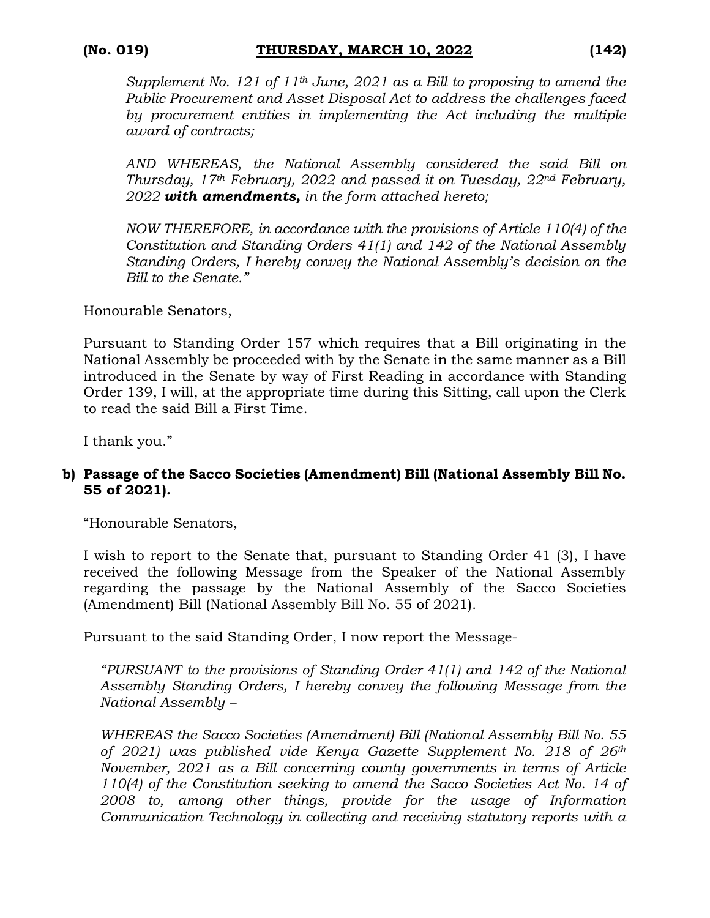*Supplement No. 121 of 11th June, 2021 as a Bill to proposing to amend the Public Procurement and Asset Disposal Act to address the challenges faced by procurement entities in implementing the Act including the multiple award of contracts;*

*AND WHEREAS, the National Assembly considered the said Bill on Thursday, 17th February, 2022 and passed it on Tuesday, 22nd February, 2022* ***with amendments,*** *in the form attached hereto;*

*NOW THEREFORE, in accordance with the provisions of Article 110(4) of the Constitution and Standing Orders 41(1) and 142 of the National Assembly Standing Orders, I hereby convey the National Assembly's decision on the Bill to the Senate."*

Honourable Senators,

Pursuant to Standing Order 157 which requires that a Bill originating in the National Assembly be proceeded with by the Senate in the same manner as a Bill introduced in the Senate by way of First Reading in accordance with Standing Order 139, I will, at the appropriate time during this Sitting, call upon the Clerk to read the said Bill a First Time.

I thank you."

**b) Passage of the Sacco Societies (Amendment) Bill (National Assembly Bill No. 55 of 2021).**

"Honourable Senators,

I wish to report to the Senate that, pursuant to Standing Order 41 (3), I have received the following Message from the Speaker of the National Assembly regarding the passage by the National Assembly of the Sacco Societies (Amendment) Bill (National Assembly Bill No. 55 of 2021).

Pursuant to the said Standing Order, I now report the Message-

*"PURSUANT to the provisions of Standing Order 41(1) and 142 of the National Assembly Standing Orders, I hereby convey the following Message from the National Assembly –*

*WHEREAS the Sacco Societies (Amendment) Bill (National Assembly Bill No. 55 of 2021) was published vide Kenya Gazette Supplement No. 218 of 26th November, 2021 as a Bill concerning county governments in terms of Article 110(4) of the Constitution seeking to amend the Sacco Societies Act No. 14 of 2008 to, among other things, provide for the usage of Information Communication Technology in collecting and receiving statutory reports with a*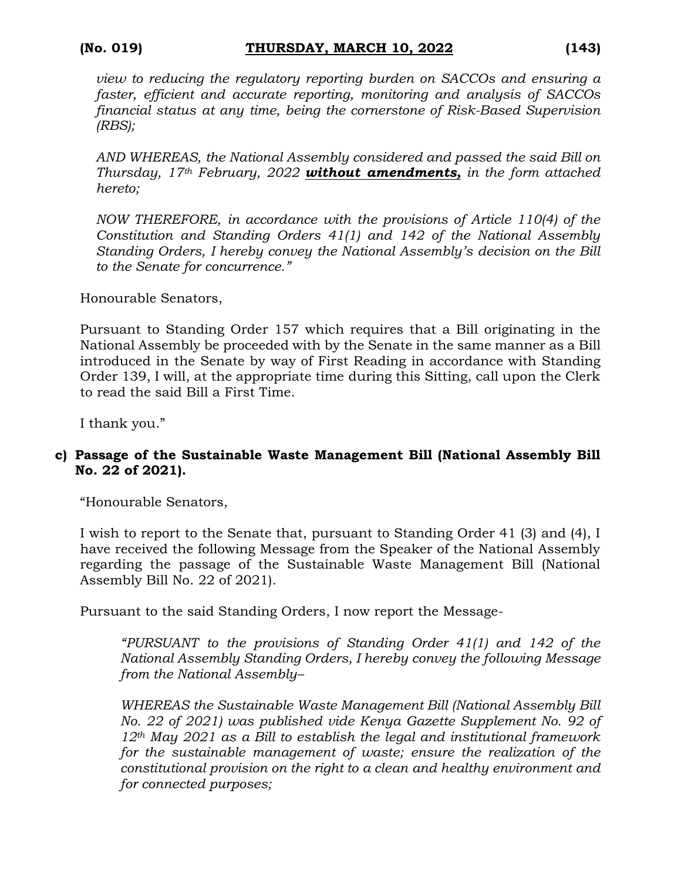*view to reducing the regulatory reporting burden on SACCOs and ensuring a faster, efficient and accurate reporting, monitoring and analysis of SACCOs financial status at any time, being the cornerstone of Risk-Based Supervision (RBS);*

*AND WHEREAS, the National Assembly considered and passed the said Bill on Thursday, 17th February, 2022* ***without amendments,*** *in the form attached hereto;*

*NOW THEREFORE, in accordance with the provisions of Article 110(4) of the Constitution and Standing Orders 41(1) and 142 of the National Assembly Standing Orders, I hereby convey the National Assembly's decision on the Bill to the Senate for concurrence."*

Honourable Senators,

Pursuant to Standing Order 157 which requires that a Bill originating in the National Assembly be proceeded with by the Senate in the same manner as a Bill introduced in the Senate by way of First Reading in accordance with Standing Order 139, I will, at the appropriate time during this Sitting, call upon the Clerk to read the said Bill a First Time.

I thank you."

**c) Passage of the Sustainable Waste Management Bill (National Assembly Bill No. 22 of 2021).**

"Honourable Senators,

I wish to report to the Senate that, pursuant to Standing Order 41 (3) and (4), I have received the following Message from the Speaker of the National Assembly regarding the passage of the Sustainable Waste Management Bill (National Assembly Bill No. 22 of 2021).

Pursuant to the said Standing Orders, I now report the Message-

*"PURSUANT to the provisions of Standing Order 41(1) and 142 of the National Assembly Standing Orders, I hereby convey the following Message from the National Assembly–*

*WHEREAS the Sustainable Waste Management Bill (National Assembly Bill No. 22 of 2021) was published vide Kenya Gazette Supplement No. 92 of 12th May 2021 as a Bill to establish the legal and institutional framework for the sustainable management of waste; ensure the realization of the constitutional provision on the right to a clean and healthy environment and for connected purposes;*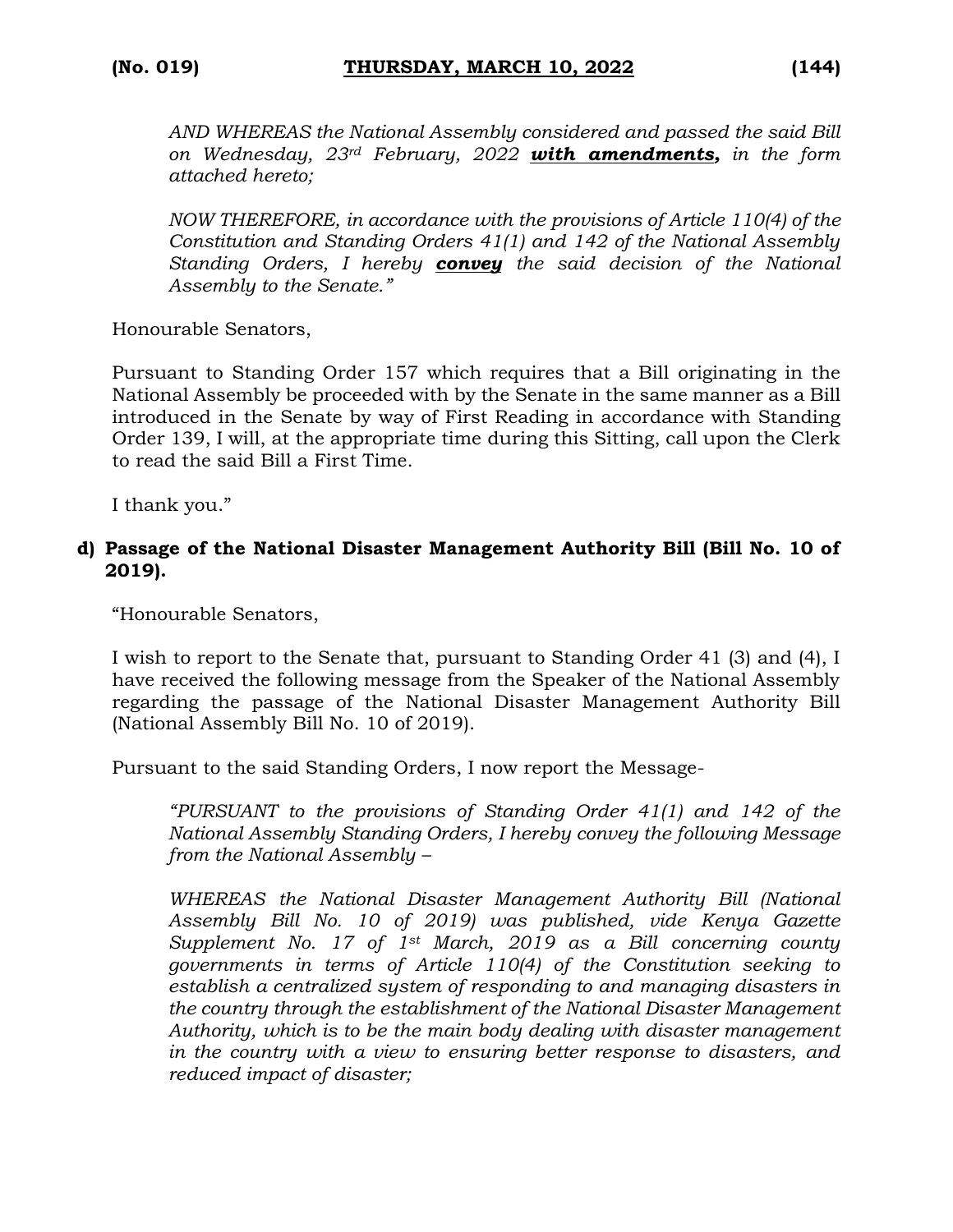*AND WHEREAS the National Assembly considered and passed the said Bill on Wednesday, 23rd February, 2022* ***with amendments,*** *in the form attached hereto;*

*NOW THEREFORE, in accordance with the provisions of Article 110(4) of the Constitution and Standing Orders 41(1) and 142 of the National Assembly Standing Orders, I hereby* ***convey*** *the said decision of the National Assembly to the Senate."*

Honourable Senators,

Pursuant to Standing Order 157 which requires that a Bill originating in the National Assembly be proceeded with by the Senate in the same manner as a Bill introduced in the Senate by way of First Reading in accordance with Standing Order 139, I will, at the appropriate time during this Sitting, call upon the Clerk to read the said Bill a First Time.

I thank you."

**d) Passage of the National Disaster Management Authority Bill (Bill No. 10 of 2019).**

"Honourable Senators,

I wish to report to the Senate that, pursuant to Standing Order 41 (3) and (4), I have received the following message from the Speaker of the National Assembly regarding the passage of the National Disaster Management Authority Bill (National Assembly Bill No. 10 of 2019).

Pursuant to the said Standing Orders, I now report the Message-

*"PURSUANT to the provisions of Standing Order 41(1) and 142 of the National Assembly Standing Orders, I hereby convey the following Message from the National Assembly –*

*WHEREAS the National Disaster Management Authority Bill (National Assembly Bill No. 10 of 2019) was published, vide Kenya Gazette Supplement No. 17 of 1st March, 2019 as a Bill concerning county governments in terms of Article 110(4) of the Constitution seeking to establish a centralized system of responding to and managing disasters in the country through the establishment of the National Disaster Management Authority, which is to be the main body dealing with disaster management in the country with a view to ensuring better response to disasters, and reduced impact of disaster;*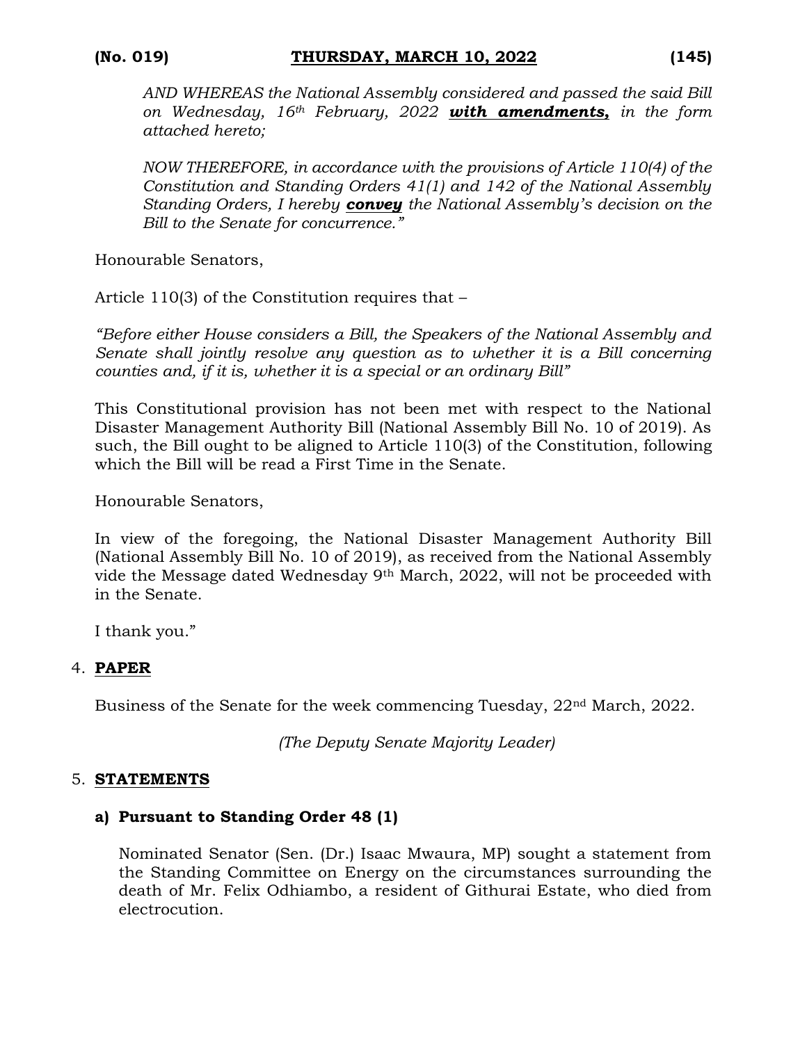*AND WHEREAS the National Assembly considered and passed the said Bill on Wednesday, 16th February, 2022* ***<u>with amendments,</u>*** *in the form attached hereto;*

*NOW THEREFORE, in accordance with the provisions of Article 110(4) of the Constitution and Standing Orders 41(1) and 142 of the National Assembly Standing Orders, I hereby* ***<u>convey</u>*** *the National Assembly's decision on the Bill to the Senate for concurrence."*

Honourable Senators,

Article 110(3) of the Constitution requires that –

*"Before either House considers a Bill, the Speakers of the National Assembly and Senate shall jointly resolve any question as to whether it is a Bill concerning counties and, if it is, whether it is a special or an ordinary Bill"*

This Constitutional provision has not been met with respect to the National Disaster Management Authority Bill (National Assembly Bill No. 10 of 2019). As such, the Bill ought to be aligned to Article 110(3) of the Constitution, following which the Bill will be read a First Time in the Senate.

Honourable Senators,

In view of the foregoing, the National Disaster Management Authority Bill (National Assembly Bill No. 10 of 2019), as received from the National Assembly vide the Message dated Wednesday 9th March, 2022, will not be proceeded with in the Senate.

I thank you."

4. **<u>PAPER</u>**

Business of the Senate for the week commencing Tuesday, 22nd March, 2022.

*(The Deputy Senate Majority Leader)*

5. **<u>STATEMENTS</u>**

**a) Pursuant to Standing Order 48 (1)**

Nominated Senator (Sen. (Dr.) Isaac Mwaura, MP) sought a statement from the Standing Committee on Energy on the circumstances surrounding the death of Mr. Felix Odhiambo, a resident of Githurai Estate, who died from electrocution.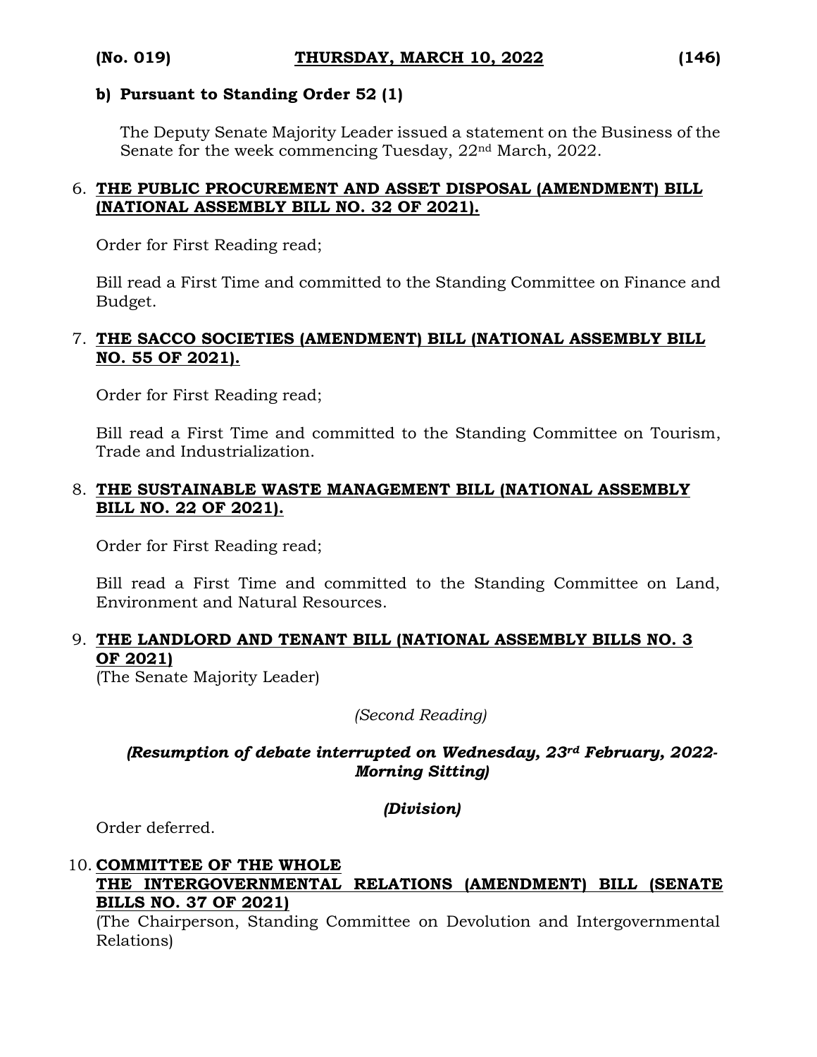**b) Pursuant to Standing Order 52 (1)**

The Deputy Senate Majority Leader issued a statement on the Business of the Senate for the week commencing Tuesday, 22nd March, 2022.

6. **THE PUBLIC PROCUREMENT AND ASSET DISPOSAL (AMENDMENT) BILL (NATIONAL ASSEMBLY BILL NO. 32 OF 2021).**

Order for First Reading read;

Bill read a First Time and committed to the Standing Committee on Finance and Budget.

7. **THE SACCO SOCIETIES (AMENDMENT) BILL (NATIONAL ASSEMBLY BILL NO. 55 OF 2021).**

Order for First Reading read;

Bill read a First Time and committed to the Standing Committee on Tourism, Trade and Industrialization.

8. **THE SUSTAINABLE WASTE MANAGEMENT BILL (NATIONAL ASSEMBLY BILL NO. 22 OF 2021).**

Order for First Reading read;

Bill read a First Time and committed to the Standing Committee on Land, Environment and Natural Resources.

9. **THE LANDLORD AND TENANT BILL (NATIONAL ASSEMBLY BILLS NO. 3 OF 2021)**
(The Senate Majority Leader)

*(Second Reading)*

***(Resumption of debate interrupted on Wednesday, 23rd February, 2022- Morning Sitting)***

***(Division)***

Order deferred.

10. **COMMITTEE OF THE WHOLE**
**THE INTERGOVERNMENTAL RELATIONS (AMENDMENT) BILL (SENATE BILLS NO. 37 OF 2021)**
(The Chairperson, Standing Committee on Devolution and Intergovernmental Relations)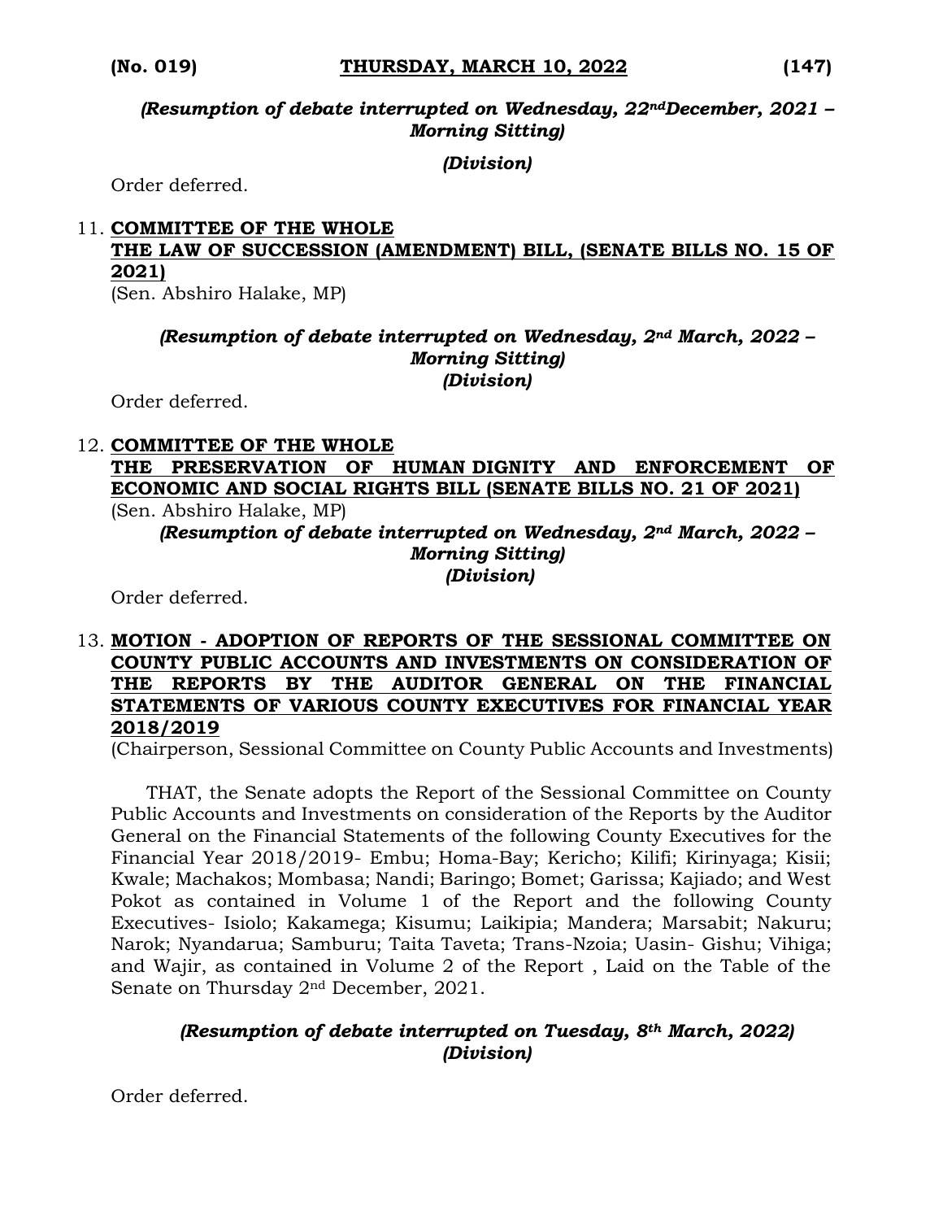*(Resumption of debate interrupted on Wednesday, 22nd December, 2021 – Morning Sitting)*

*(Division)*

Order deferred.

11. **COMMITTEE OF THE WHOLE**
**THE LAW OF SUCCESSION (AMENDMENT) BILL, (SENATE BILLS NO. 15 OF 2021)**
(Sen. Abshiro Halake, MP)

*(Resumption of debate interrupted on Wednesday, 2nd March, 2022 – Morning Sitting)*
*(Division)*

Order deferred.

12. **COMMITTEE OF THE WHOLE**
**THE PRESERVATION OF HUMAN DIGNITY AND ENFORCEMENT OF ECONOMIC AND SOCIAL RIGHTS BILL (SENATE BILLS NO. 21 OF 2021)**
(Sen. Abshiro Halake, MP)

*(Resumption of debate interrupted on Wednesday, 2nd March, 2022 – Morning Sitting)*
*(Division)*

Order deferred.

13. **MOTION - ADOPTION OF REPORTS OF THE SESSIONAL COMMITTEE ON COUNTY PUBLIC ACCOUNTS AND INVESTMENTS ON CONSIDERATION OF THE REPORTS BY THE AUDITOR GENERAL ON THE FINANCIAL STATEMENTS OF VARIOUS COUNTY EXECUTIVES FOR FINANCIAL YEAR 2018/2019**
(Chairperson, Sessional Committee on County Public Accounts and Investments)

THAT, the Senate adopts the Report of the Sessional Committee on County Public Accounts and Investments on consideration of the Reports by the Auditor General on the Financial Statements of the following County Executives for the Financial Year 2018/2019- Embu; Homa-Bay; Kericho; Kilifi; Kirinyaga; Kisii; Kwale; Machakos; Mombasa; Nandi; Baringo; Bomet; Garissa; Kajiado; and West Pokot as contained in Volume 1 of the Report and the following County Executives- Isiolo; Kakamega; Kisumu; Laikipia; Mandera; Marsabit; Nakuru; Narok; Nyandarua; Samburu; Taita Taveta; Trans-Nzoia; Uasin- Gishu; Vihiga; and Wajir, as contained in Volume 2 of the Report , Laid on the Table of the Senate on Thursday 2nd December, 2021.

*(Resumption of debate interrupted on Tuesday, 8th March, 2022)*
*(Division)*

Order deferred.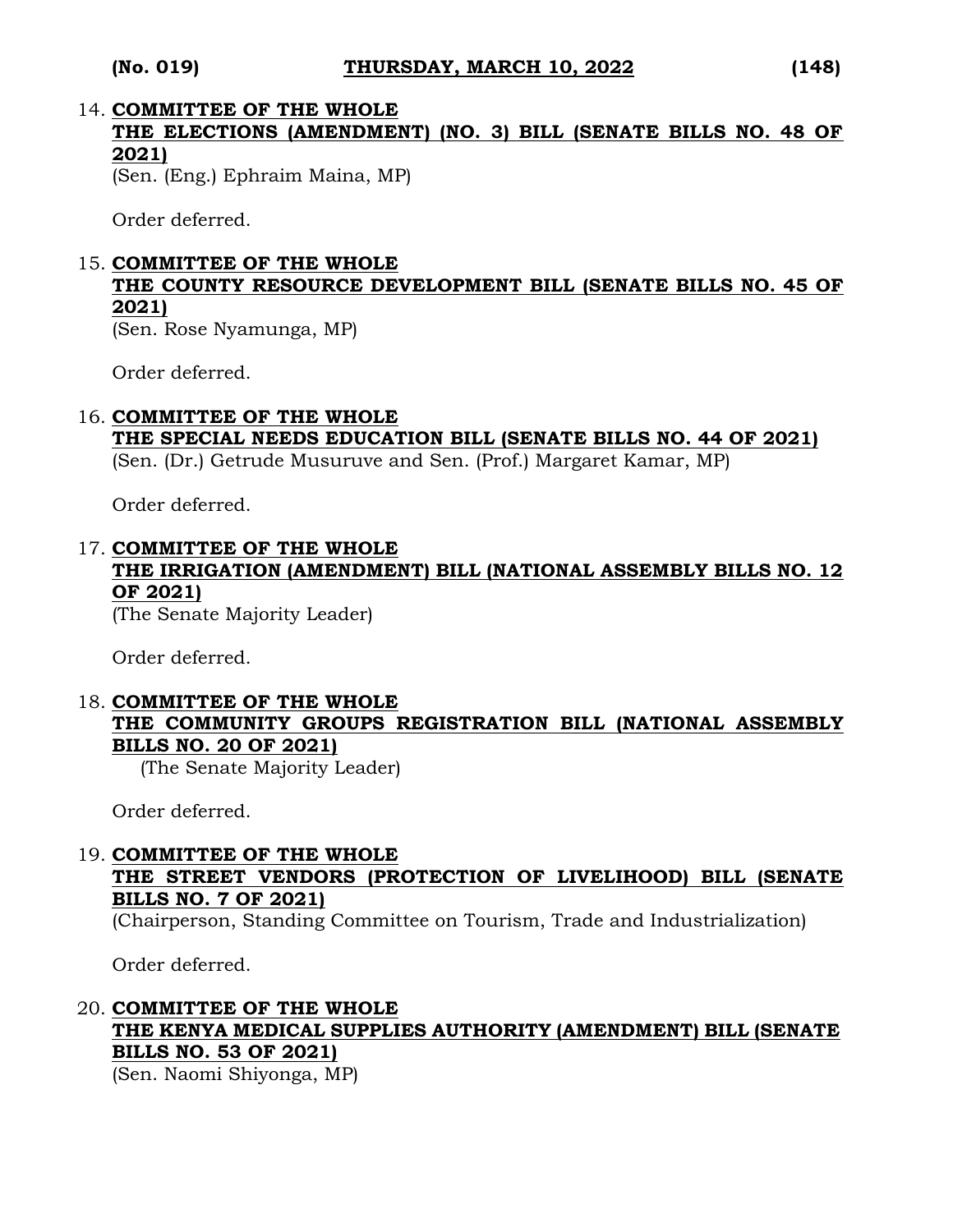14. **COMMITTEE OF THE WHOLE**
**THE ELECTIONS (AMENDMENT) (NO. 3) BILL (SENATE BILLS NO. 48 OF 2021)**
(Sen. (Eng.) Ephraim Maina, MP)

Order deferred.

15. **COMMITTEE OF THE WHOLE**
**THE COUNTY RESOURCE DEVELOPMENT BILL (SENATE BILLS NO. 45 OF 2021)**
(Sen. Rose Nyamunga, MP)

Order deferred.

16. **COMMITTEE OF THE WHOLE**
**THE SPECIAL NEEDS EDUCATION BILL (SENATE BILLS NO. 44 OF 2021)**
(Sen. (Dr.) Getrude Musuruve and Sen. (Prof.) Margaret Kamar, MP)

Order deferred.

17. **COMMITTEE OF THE WHOLE**
**THE IRRIGATION (AMENDMENT) BILL (NATIONAL ASSEMBLY BILLS NO. 12 OF 2021)**
(The Senate Majority Leader)

Order deferred.

18. **COMMITTEE OF THE WHOLE**
**THE COMMUNITY GROUPS REGISTRATION BILL (NATIONAL ASSEMBLY BILLS NO. 20 OF 2021)**
(The Senate Majority Leader)

Order deferred.

19. **COMMITTEE OF THE WHOLE**
**THE STREET VENDORS (PROTECTION OF LIVELIHOOD) BILL (SENATE BILLS NO. 7 OF 2021)**
(Chairperson, Standing Committee on Tourism, Trade and Industrialization)

Order deferred.

20. **COMMITTEE OF THE WHOLE**
**THE KENYA MEDICAL SUPPLIES AUTHORITY (AMENDMENT) BILL (SENATE BILLS NO. 53 OF 2021)**
(Sen. Naomi Shiyonga, MP)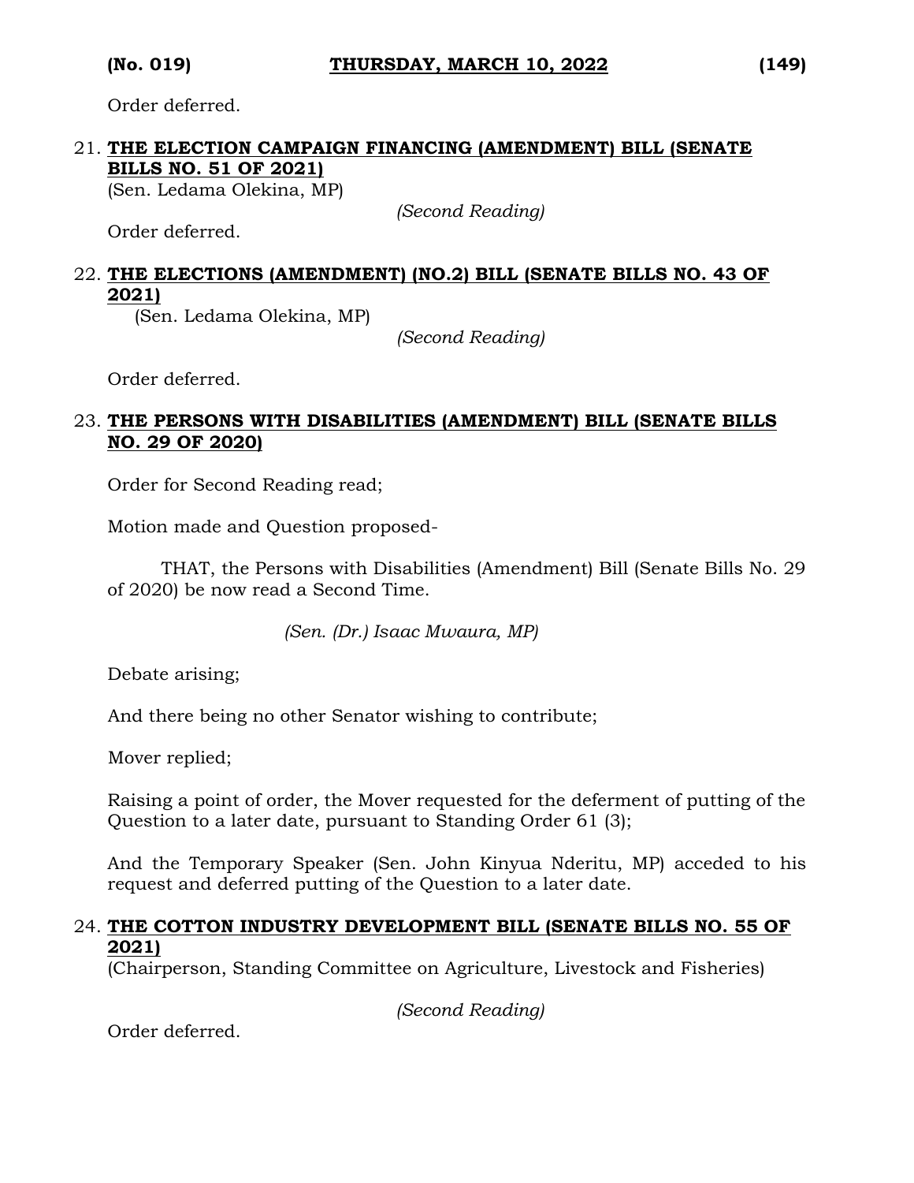Order deferred.

21. **THE ELECTION CAMPAIGN FINANCING (AMENDMENT) BILL (SENATE BILLS NO. 51 OF 2021)**
(Sen. Ledama Olekina, MP)

*(Second Reading)*

Order deferred.

22. **THE ELECTIONS (AMENDMENT) (NO.2) BILL (SENATE BILLS NO. 43 OF 2021)**
(Sen. Ledama Olekina, MP)

*(Second Reading)*

Order deferred.

23. **THE PERSONS WITH DISABILITIES (AMENDMENT) BILL (SENATE BILLS NO. 29 OF 2020)**

Order for Second Reading read;

Motion made and Question proposed-

THAT, the Persons with Disabilities (Amendment) Bill (Senate Bills No. 29 of 2020) be now read a Second Time.

*(Sen. (Dr.) Isaac Mwaura, MP)*

Debate arising;

And there being no other Senator wishing to contribute;

Mover replied;

Raising a point of order, the Mover requested for the deferment of putting of the Question to a later date, pursuant to Standing Order 61 (3);

And the Temporary Speaker (Sen. John Kinyua Nderitu, MP) acceded to his request and deferred putting of the Question to a later date.

24. **THE COTTON INDUSTRY DEVELOPMENT BILL (SENATE BILLS NO. 55 OF 2021)**
(Chairperson, Standing Committee on Agriculture, Livestock and Fisheries)

*(Second Reading)*

Order deferred.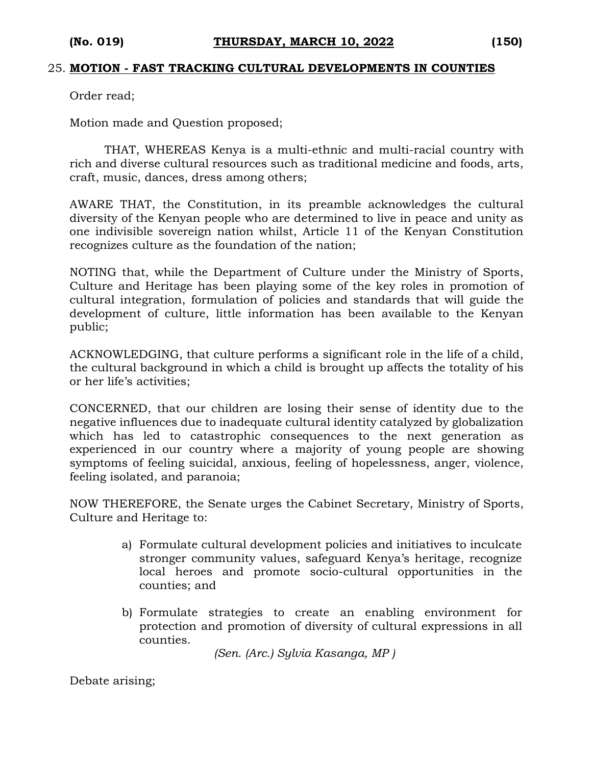25. **MOTION - FAST TRACKING CULTURAL DEVELOPMENTS IN COUNTIES**

Order read;

Motion made and Question proposed;

THAT, WHEREAS Kenya is a multi-ethnic and multi-racial country with rich and diverse cultural resources such as traditional medicine and foods, arts, craft, music, dances, dress among others;

AWARE THAT, the Constitution, in its preamble acknowledges the cultural diversity of the Kenyan people who are determined to live in peace and unity as one indivisible sovereign nation whilst, Article 11 of the Kenyan Constitution recognizes culture as the foundation of the nation;

NOTING that, while the Department of Culture under the Ministry of Sports, Culture and Heritage has been playing some of the key roles in promotion of cultural integration, formulation of policies and standards that will guide the development of culture, little information has been available to the Kenyan public;

ACKNOWLEDGING, that culture performs a significant role in the life of a child, the cultural background in which a child is brought up affects the totality of his or her life's activities;

CONCERNED, that our children are losing their sense of identity due to the negative influences due to inadequate cultural identity catalyzed by globalization which has led to catastrophic consequences to the next generation as experienced in our country where a majority of young people are showing symptoms of feeling suicidal, anxious, feeling of hopelessness, anger, violence, feeling isolated, and paranoia;

NOW THEREFORE, the Senate urges the Cabinet Secretary, Ministry of Sports, Culture and Heritage to:

a) Formulate cultural development policies and initiatives to inculcate stronger community values, safeguard Kenya's heritage, recognize local heroes and promote socio-cultural opportunities in the counties; and

b) Formulate strategies to create an enabling environment for protection and promotion of diversity of cultural expressions in all counties.

*(Sen. (Arc.) Sylvia Kasanga, MP )*

Debate arising;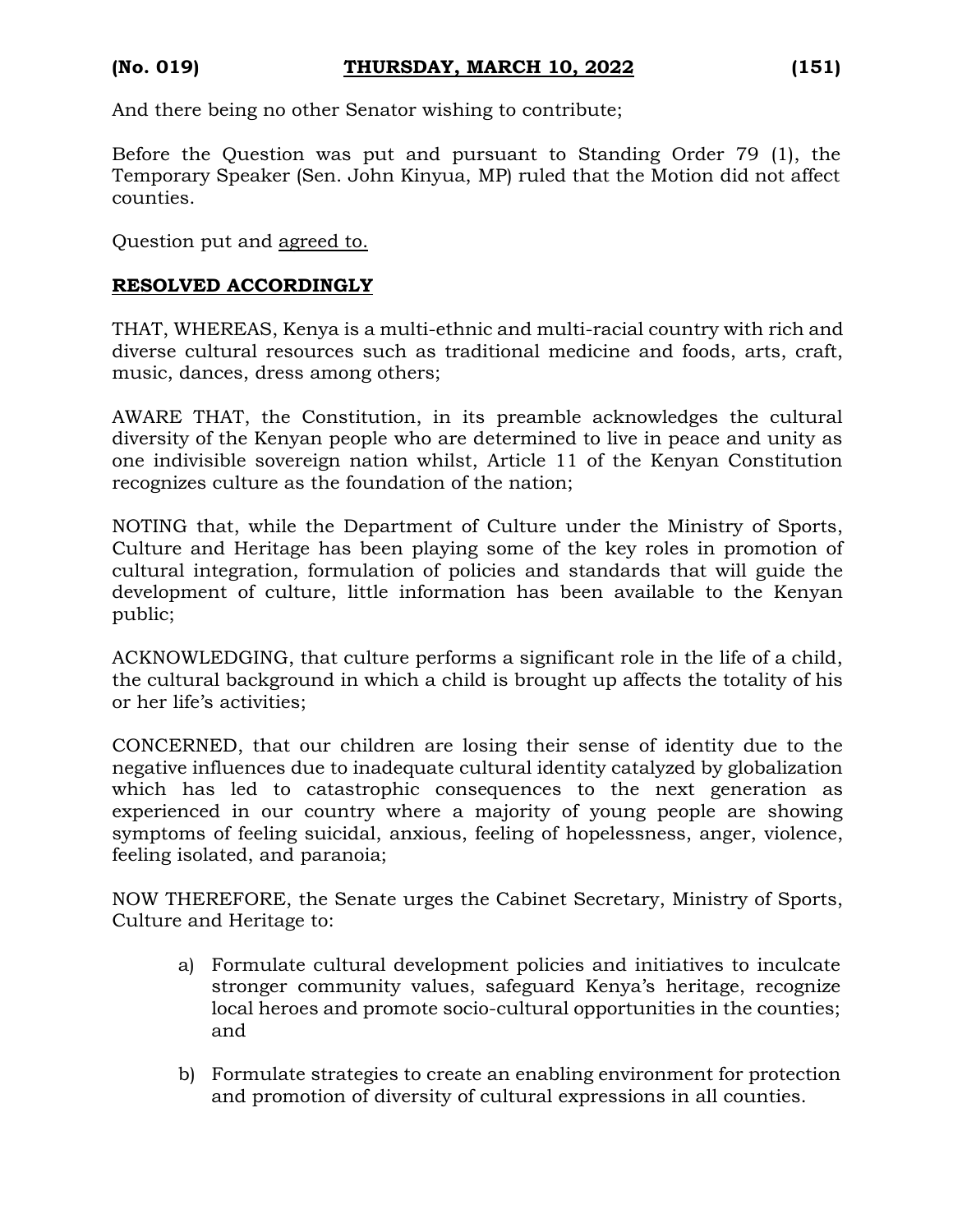And there being no other Senator wishing to contribute;

Before the Question was put and pursuant to Standing Order 79 (1), the Temporary Speaker (Sen. John Kinyua, MP) ruled that the Motion did not affect counties.

Question put and agreed to.

**RESOLVED ACCORDINGLY**

THAT, WHEREAS, Kenya is a multi-ethnic and multi-racial country with rich and diverse cultural resources such as traditional medicine and foods, arts, craft, music, dances, dress among others;

AWARE THAT, the Constitution, in its preamble acknowledges the cultural diversity of the Kenyan people who are determined to live in peace and unity as one indivisible sovereign nation whilst, Article 11 of the Kenyan Constitution recognizes culture as the foundation of the nation;

NOTING that, while the Department of Culture under the Ministry of Sports, Culture and Heritage has been playing some of the key roles in promotion of cultural integration, formulation of policies and standards that will guide the development of culture, little information has been available to the Kenyan public;

ACKNOWLEDGING, that culture performs a significant role in the life of a child, the cultural background in which a child is brought up affects the totality of his or her life's activities;

CONCERNED, that our children are losing their sense of identity due to the negative influences due to inadequate cultural identity catalyzed by globalization which has led to catastrophic consequences to the next generation as experienced in our country where a majority of young people are showing symptoms of feeling suicidal, anxious, feeling of hopelessness, anger, violence, feeling isolated, and paranoia;

NOW THEREFORE, the Senate urges the Cabinet Secretary, Ministry of Sports, Culture and Heritage to:

a) Formulate cultural development policies and initiatives to inculcate stronger community values, safeguard Kenya's heritage, recognize local heroes and promote socio-cultural opportunities in the counties; and

b) Formulate strategies to create an enabling environment for protection and promotion of diversity of cultural expressions in all counties.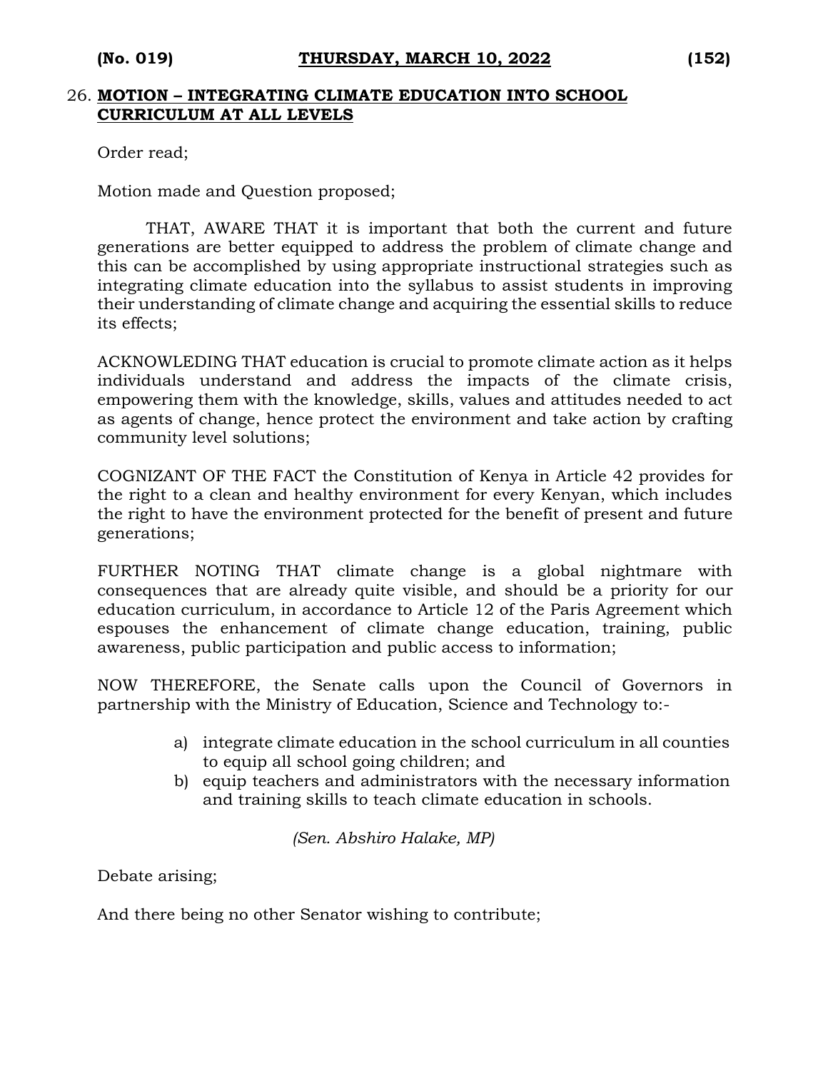26. **MOTION – INTEGRATING CLIMATE EDUCATION INTO SCHOOL CURRICULUM AT ALL LEVELS**

Order read;

Motion made and Question proposed;

THAT, AWARE THAT it is important that both the current and future generations are better equipped to address the problem of climate change and this can be accomplished by using appropriate instructional strategies such as integrating climate education into the syllabus to assist students in improving their understanding of climate change and acquiring the essential skills to reduce its effects;

ACKNOWLEDING THAT education is crucial to promote climate action as it helps individuals understand and address the impacts of the climate crisis, empowering them with the knowledge, skills, values and attitudes needed to act as agents of change, hence protect the environment and take action by crafting community level solutions;

COGNIZANT OF THE FACT the Constitution of Kenya in Article 42 provides for the right to a clean and healthy environment for every Kenyan, which includes the right to have the environment protected for the benefit of present and future generations;

FURTHER NOTING THAT climate change is a global nightmare with consequences that are already quite visible, and should be a priority for our education curriculum, in accordance to Article 12 of the Paris Agreement which espouses the enhancement of climate change education, training, public awareness, public participation and public access to information;

NOW THEREFORE, the Senate calls upon the Council of Governors in partnership with the Ministry of Education, Science and Technology to:-

a) integrate climate education in the school curriculum in all counties to equip all school going children; and
b) equip teachers and administrators with the necessary information and training skills to teach climate education in schools.

*(Sen. Abshiro Halake, MP)*

Debate arising;

And there being no other Senator wishing to contribute;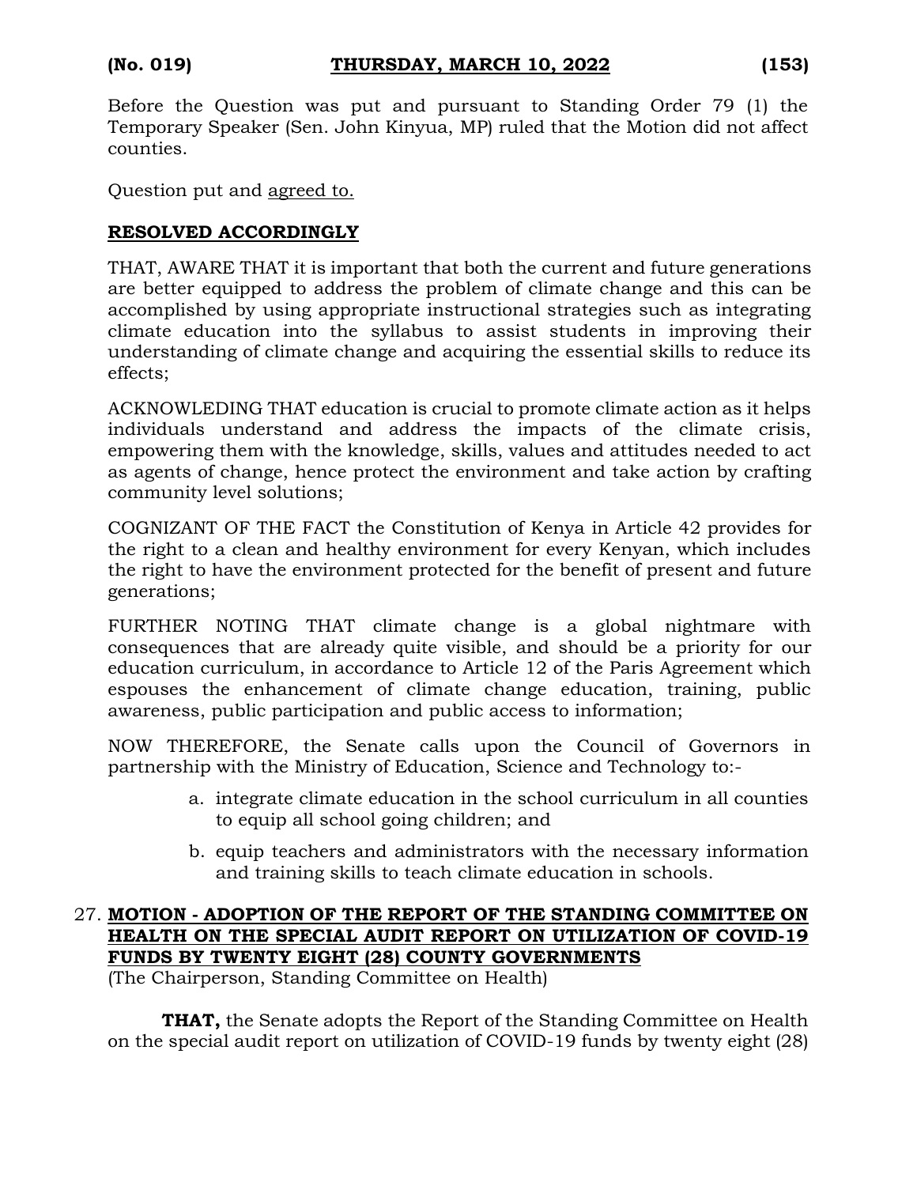Before the Question was put and pursuant to Standing Order 79 (1) the Temporary Speaker (Sen. John Kinyua, MP) ruled that the Motion did not affect counties.

Question put and agreed to.

**RESOLVED ACCORDINGLY**

THAT, AWARE THAT it is important that both the current and future generations are better equipped to address the problem of climate change and this can be accomplished by using appropriate instructional strategies such as integrating climate education into the syllabus to assist students in improving their understanding of climate change and acquiring the essential skills to reduce its effects;

ACKNOWLEDING THAT education is crucial to promote climate action as it helps individuals understand and address the impacts of the climate crisis, empowering them with the knowledge, skills, values and attitudes needed to act as agents of change, hence protect the environment and take action by crafting community level solutions;

COGNIZANT OF THE FACT the Constitution of Kenya in Article 42 provides for the right to a clean and healthy environment for every Kenyan, which includes the right to have the environment protected for the benefit of present and future generations;

FURTHER NOTING THAT climate change is a global nightmare with consequences that are already quite visible, and should be a priority for our education curriculum, in accordance to Article 12 of the Paris Agreement which espouses the enhancement of climate change education, training, public awareness, public participation and public access to information;

NOW THEREFORE, the Senate calls upon the Council of Governors in partnership with the Ministry of Education, Science and Technology to:-

a. integrate climate education in the school curriculum in all counties to equip all school going children; and

b. equip teachers and administrators with the necessary information and training skills to teach climate education in schools.

27. **MOTION - ADOPTION OF THE REPORT OF THE STANDING COMMITTEE ON HEALTH ON THE SPECIAL AUDIT REPORT ON UTILIZATION OF COVID-19 FUNDS BY TWENTY EIGHT (28) COUNTY GOVERNMENTS**
(The Chairperson, Standing Committee on Health)

**THAT,** the Senate adopts the Report of the Standing Committee on Health on the special audit report on utilization of COVID-19 funds by twenty eight (28)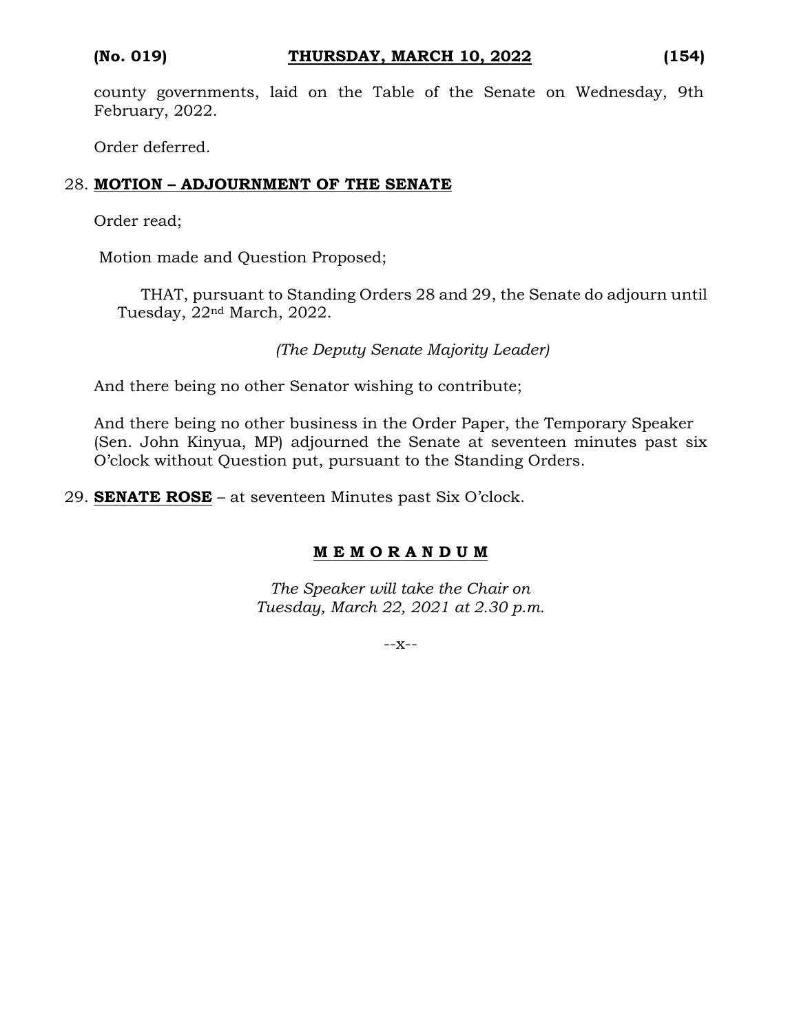county governments, laid on the Table of the Senate on Wednesday, 9th February, 2022.

Order deferred.

28. **MOTION – ADJOURNMENT OF THE SENATE**

Order read;

Motion made and Question Proposed;

THAT, pursuant to Standing Orders 28 and 29, the Senate do adjourn until Tuesday, 22nd March, 2022.

*(The Deputy Senate Majority Leader)*

And there being no other Senator wishing to contribute;

And there being no other business in the Order Paper, the Temporary Speaker (Sen. John Kinyua, MP) adjourned the Senate at seventeen minutes past six O'clock without Question put, pursuant to the Standing Orders.

29. **SENATE ROSE** – at seventeen Minutes past Six O'clock.

**M E M O R A N D U M**

*The Speaker will take the Chair on Tuesday, March 22, 2021 at 2.30 p.m.*

--x--